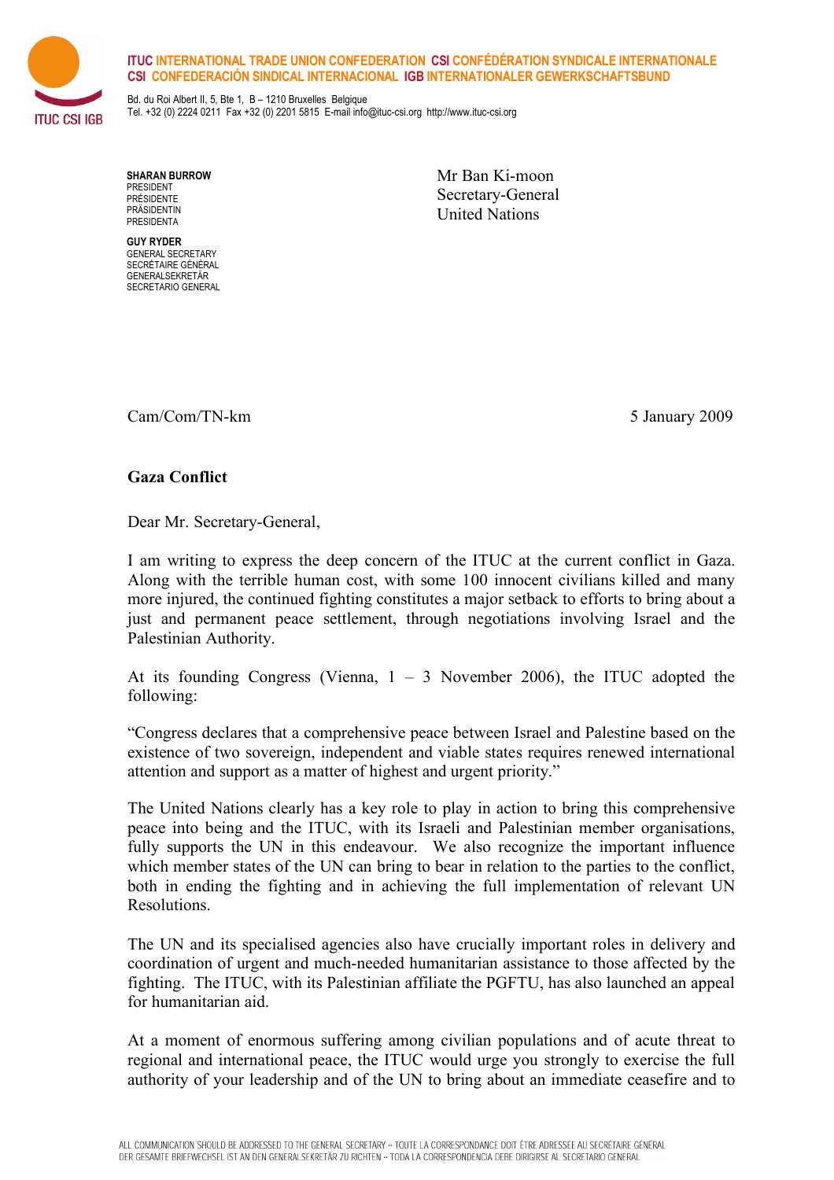**ITUC INTERNATIONAL TRADE UNION CONFEDERATION CSI CONFÉDÉRATION SYNDICALE INTERNATIONALE**
**CSI CONFEDERACIÓN SINDICAL INTERNACIONAL IGB INTERNATIONALER GEWERKSCHAFTSBUND**

Bd. du Roi Albert II, 5, Bte 1, B – 1210 Bruxelles Belgique
Tel. +32 (0) 2224 0211 Fax +32 (0) 2201 5815 E-mail info@ituc-csi.org http://www.ituc-csi.org

**SHARAN BURROW**
PRESIDENT
PRÉSIDENTE
PRÄSIDENTIN
PRESIDENTA

**GUY RYDER**
GENERAL SECRETARY
SECRÉTAIRE GÉNÉRAL
GENERALSEKRETÄR
SECRETARIO GENERAL

Mr Ban Ki-moon
Secretary-General
United Nations

Cam/Com/TN-km

5 January 2009

**Gaza Conflict**

Dear Mr. Secretary-General,

I am writing to express the deep concern of the ITUC at the current conflict in Gaza. Along with the terrible human cost, with some 100 innocent civilians killed and many more injured, the continued fighting constitutes a major setback to efforts to bring about a just and permanent peace settlement, through negotiations involving Israel and the Palestinian Authority.

At its founding Congress (Vienna, 1 – 3 November 2006), the ITUC adopted the following:

"Congress declares that a comprehensive peace between Israel and Palestine based on the existence of two sovereign, independent and viable states requires renewed international attention and support as a matter of highest and urgent priority."

The United Nations clearly has a key role to play in action to bring this comprehensive peace into being and the ITUC, with its Israeli and Palestinian member organisations, fully supports the UN in this endeavour. We also recognize the important influence which member states of the UN can bring to bear in relation to the parties to the conflict, both in ending the fighting and in achieving the full implementation of relevant UN Resolutions.

The UN and its specialised agencies also have crucially important roles in delivery and coordination of urgent and much-needed humanitarian assistance to those affected by the fighting. The ITUC, with its Palestinian affiliate the PGFTU, has also launched an appeal for humanitarian aid.

At a moment of enormous suffering among civilian populations and of acute threat to regional and international peace, the ITUC would urge you strongly to exercise the full authority of your leadership and of the UN to bring about an immediate ceasefire and to

ALL COMMUNICATION SHOULD BE ADDRESSED TO THE GENERAL SECRETARY ·· TOUTE LA CORRESPONDANCE DOIT ÊTRE ADRESSÉE AU SECRÉTAIRE GÉNÉRAL
DER GESAMTE BRIEFWECHSEL IST AN DEN GENERALSEKRETÄR ZU RICHTEN ·· TODA LA CORRESPONDENCIA DEBE DIRIGIRSE AL SECRETARIO GENERAL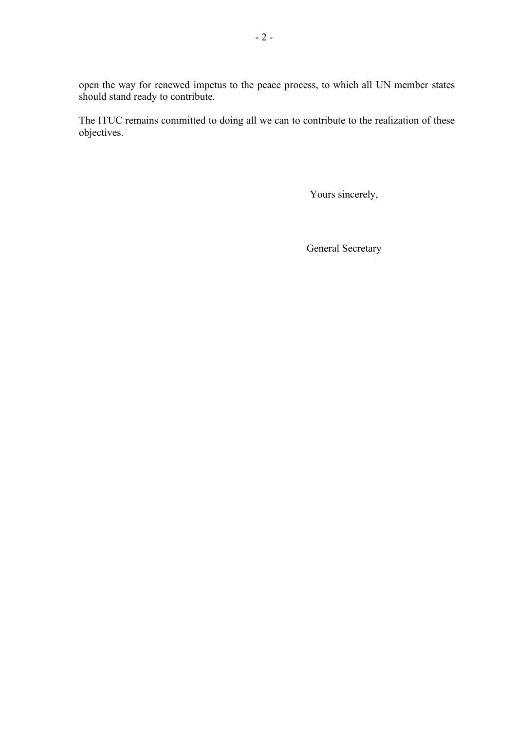open the way for renewed impetus to the peace process, to which all UN member states should stand ready to contribute.

The ITUC remains committed to doing all we can to contribute to the realization of these objectives.

Yours sincerely,

General Secretary